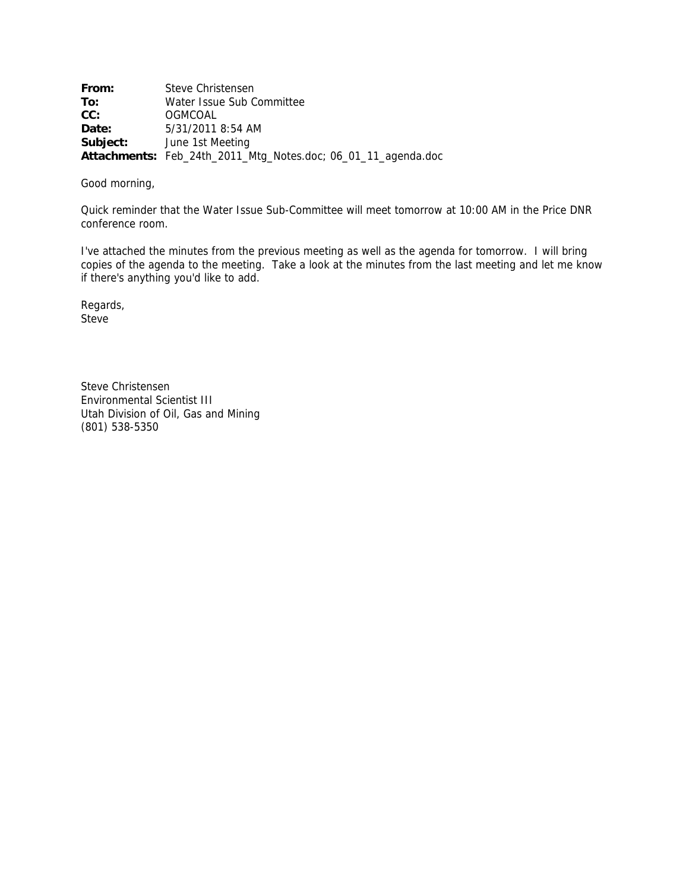**From:** Steve Christensen
**To:** Water Issue Sub Committee
**CC:** OGMCOAL
**Date:** 5/31/2011 8:54 AM
**Subject:** June 1st Meeting
**Attachments:** Feb_24th_2011_Mtg_Notes.doc; 06_01_11_agenda.doc

Good morning,

Quick reminder that the Water Issue Sub-Committee will meet tomorrow at 10:00 AM in the Price DNR conference room.

I've attached the minutes from the previous meeting as well as the agenda for tomorrow. I will bring copies of the agenda to the meeting. Take a look at the minutes from the last meeting and let me know if there's anything you'd like to add.

Regards,
Steve

Steve Christensen
Environmental Scientist III
Utah Division of Oil, Gas and Mining
(801) 538-5350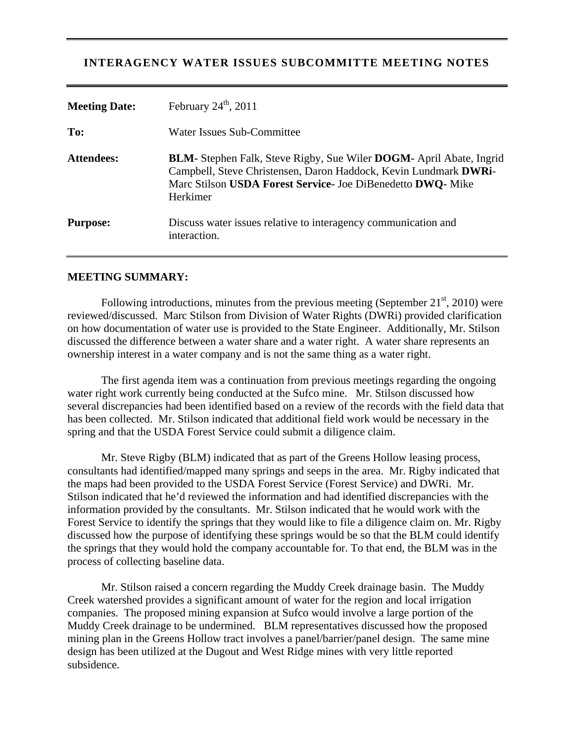# INTERAGENCY WATER ISSUES SUBCOMMITTE MEETING NOTES

| | |
|---|---|
| **Meeting Date:** | February 24th, 2011 |
| **To:** | Water Issues Sub-Committee |
| **Attendees:** | **BLM**- Stephen Falk, Steve Rigby, Sue Wiler **DOGM**- April Abate, Ingrid Campbell, Steve Christensen, Daron Haddock, Kevin Lundmark **DWRi**-Marc Stilson **USDA Forest Service**- Joe DiBenedetto **DWQ**- Mike Herkimer |
| **Purpose:** | Discuss water issues relative to interagency communication and interaction. |

## MEETING SUMMARY:

Following introductions, minutes from the previous meeting (September 21st, 2010) were reviewed/discussed. Marc Stilson from Division of Water Rights (DWRi) provided clarification on how documentation of water use is provided to the State Engineer. Additionally, Mr. Stilson discussed the difference between a water share and a water right. A water share represents an ownership interest in a water company and is not the same thing as a water right.

The first agenda item was a continuation from previous meetings regarding the ongoing water right work currently being conducted at the Sufco mine. Mr. Stilson discussed how several discrepancies had been identified based on a review of the records with the field data that has been collected. Mr. Stilson indicated that additional field work would be necessary in the spring and that the USDA Forest Service could submit a diligence claim.

Mr. Steve Rigby (BLM) indicated that as part of the Greens Hollow leasing process, consultants had identified/mapped many springs and seeps in the area. Mr. Rigby indicated that the maps had been provided to the USDA Forest Service (Forest Service) and DWRi. Mr. Stilson indicated that he'd reviewed the information and had identified discrepancies with the information provided by the consultants. Mr. Stilson indicated that he would work with the Forest Service to identify the springs that they would like to file a diligence claim on. Mr. Rigby discussed how the purpose of identifying these springs would be so that the BLM could identify the springs that they would hold the company accountable for. To that end, the BLM was in the process of collecting baseline data.

Mr. Stilson raised a concern regarding the Muddy Creek drainage basin. The Muddy Creek watershed provides a significant amount of water for the region and local irrigation companies. The proposed mining expansion at Sufco would involve a large portion of the Muddy Creek drainage to be undermined. BLM representatives discussed how the proposed mining plan in the Greens Hollow tract involves a panel/barrier/panel design. The same mine design has been utilized at the Dugout and West Ridge mines with very little reported subsidence.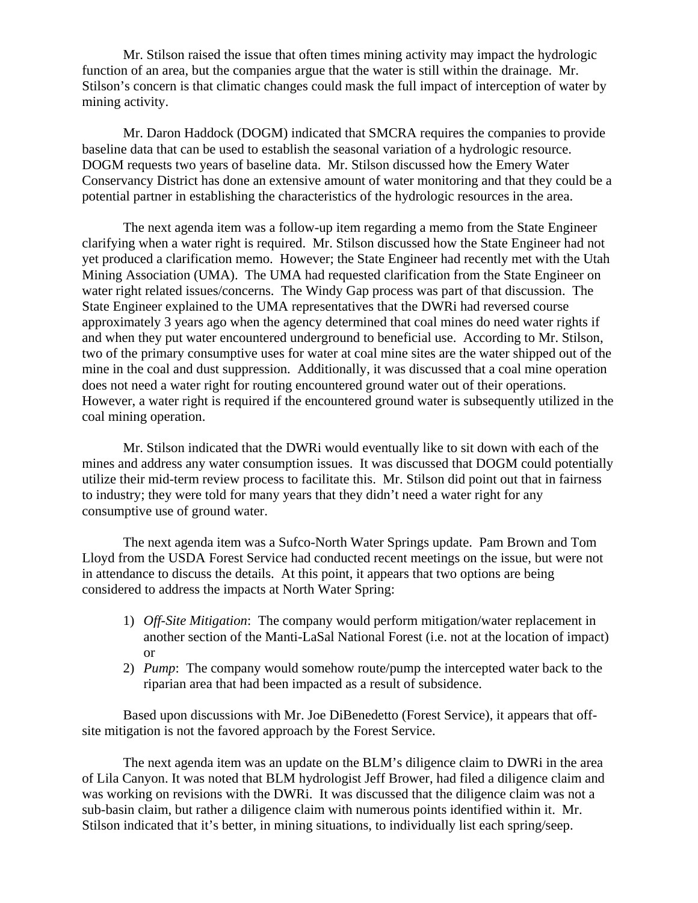Mr. Stilson raised the issue that often times mining activity may impact the hydrologic function of an area, but the companies argue that the water is still within the drainage. Mr. Stilson's concern is that climatic changes could mask the full impact of interception of water by mining activity.

Mr. Daron Haddock (DOGM) indicated that SMCRA requires the companies to provide baseline data that can be used to establish the seasonal variation of a hydrologic resource. DOGM requests two years of baseline data. Mr. Stilson discussed how the Emery Water Conservancy District has done an extensive amount of water monitoring and that they could be a potential partner in establishing the characteristics of the hydrologic resources in the area.

The next agenda item was a follow-up item regarding a memo from the State Engineer clarifying when a water right is required. Mr. Stilson discussed how the State Engineer had not yet produced a clarification memo. However; the State Engineer had recently met with the Utah Mining Association (UMA). The UMA had requested clarification from the State Engineer on water right related issues/concerns. The Windy Gap process was part of that discussion. The State Engineer explained to the UMA representatives that the DWRi had reversed course approximately 3 years ago when the agency determined that coal mines do need water rights if and when they put water encountered underground to beneficial use. According to Mr. Stilson, two of the primary consumptive uses for water at coal mine sites are the water shipped out of the mine in the coal and dust suppression. Additionally, it was discussed that a coal mine operation does not need a water right for routing encountered ground water out of their operations. However, a water right is required if the encountered ground water is subsequently utilized in the coal mining operation.

Mr. Stilson indicated that the DWRi would eventually like to sit down with each of the mines and address any water consumption issues. It was discussed that DOGM could potentially utilize their mid-term review process to facilitate this. Mr. Stilson did point out that in fairness to industry; they were told for many years that they didn't need a water right for any consumptive use of ground water.

The next agenda item was a Sufco-North Water Springs update. Pam Brown and Tom Lloyd from the USDA Forest Service had conducted recent meetings on the issue, but were not in attendance to discuss the details. At this point, it appears that two options are being considered to address the impacts at North Water Spring:

1) *Off-Site Mitigation*: The company would perform mitigation/water replacement in another section of the Manti-LaSal National Forest (i.e. not at the location of impact) or
2) *Pump*: The company would somehow route/pump the intercepted water back to the riparian area that had been impacted as a result of subsidence.

Based upon discussions with Mr. Joe DiBenedetto (Forest Service), it appears that off-site mitigation is not the favored approach by the Forest Service.

The next agenda item was an update on the BLM's diligence claim to DWRi in the area of Lila Canyon. It was noted that BLM hydrologist Jeff Brower, had filed a diligence claim and was working on revisions with the DWRi. It was discussed that the diligence claim was not a sub-basin claim, but rather a diligence claim with numerous points identified within it. Mr. Stilson indicated that it's better, in mining situations, to individually list each spring/seep.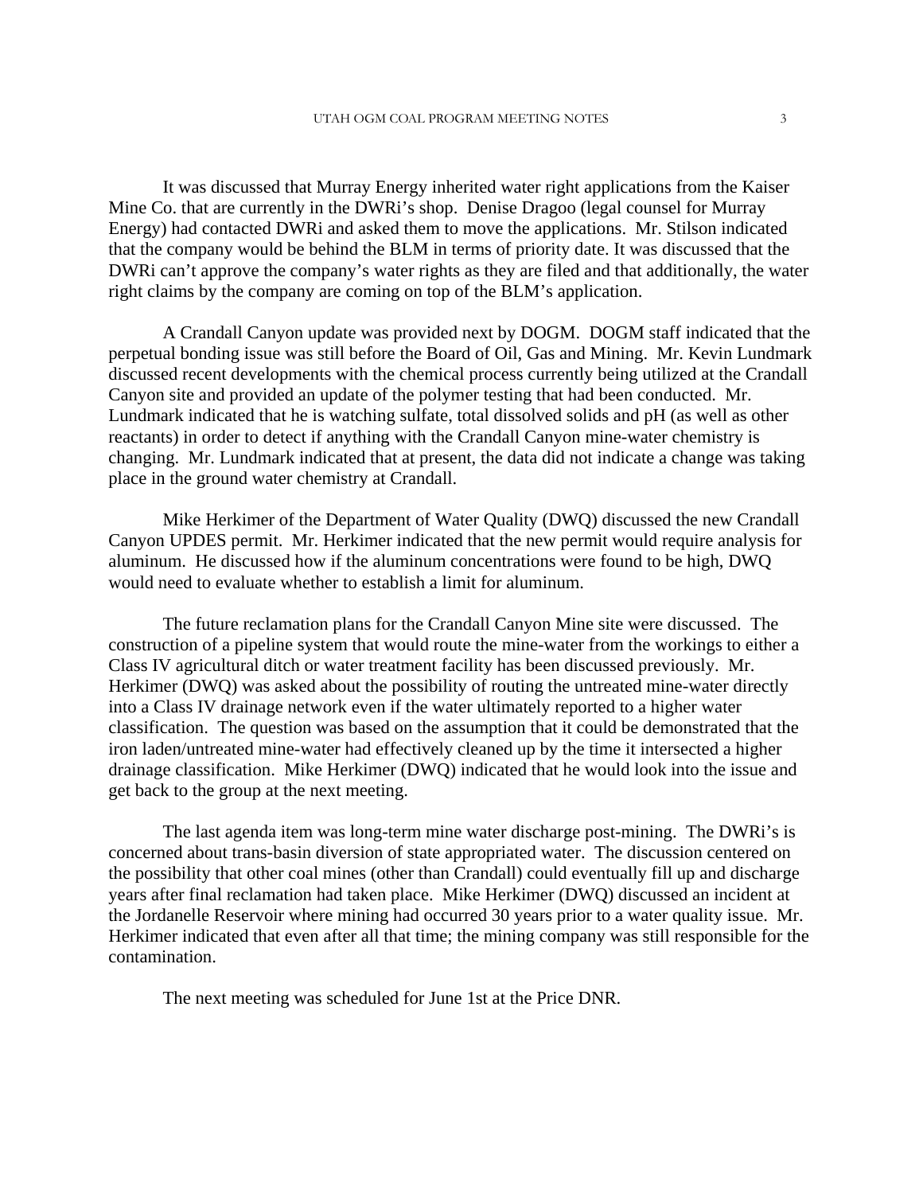It was discussed that Murray Energy inherited water right applications from the Kaiser Mine Co. that are currently in the DWRi's shop. Denise Dragoo (legal counsel for Murray Energy) had contacted DWRi and asked them to move the applications. Mr. Stilson indicated that the company would be behind the BLM in terms of priority date. It was discussed that the DWRi can't approve the company's water rights as they are filed and that additionally, the water right claims by the company are coming on top of the BLM's application.

A Crandall Canyon update was provided next by DOGM. DOGM staff indicated that the perpetual bonding issue was still before the Board of Oil, Gas and Mining. Mr. Kevin Lundmark discussed recent developments with the chemical process currently being utilized at the Crandall Canyon site and provided an update of the polymer testing that had been conducted. Mr. Lundmark indicated that he is watching sulfate, total dissolved solids and pH (as well as other reactants) in order to detect if anything with the Crandall Canyon mine-water chemistry is changing. Mr. Lundmark indicated that at present, the data did not indicate a change was taking place in the ground water chemistry at Crandall.

Mike Herkimer of the Department of Water Quality (DWQ) discussed the new Crandall Canyon UPDES permit. Mr. Herkimer indicated that the new permit would require analysis for aluminum. He discussed how if the aluminum concentrations were found to be high, DWQ would need to evaluate whether to establish a limit for aluminum.

The future reclamation plans for the Crandall Canyon Mine site were discussed. The construction of a pipeline system that would route the mine-water from the workings to either a Class IV agricultural ditch or water treatment facility has been discussed previously. Mr. Herkimer (DWQ) was asked about the possibility of routing the untreated mine-water directly into a Class IV drainage network even if the water ultimately reported to a higher water classification. The question was based on the assumption that it could be demonstrated that the iron laden/untreated mine-water had effectively cleaned up by the time it intersected a higher drainage classification. Mike Herkimer (DWQ) indicated that he would look into the issue and get back to the group at the next meeting.

The last agenda item was long-term mine water discharge post-mining. The DWRi's is concerned about trans-basin diversion of state appropriated water. The discussion centered on the possibility that other coal mines (other than Crandall) could eventually fill up and discharge years after final reclamation had taken place. Mike Herkimer (DWQ) discussed an incident at the Jordanelle Reservoir where mining had occurred 30 years prior to a water quality issue. Mr. Herkimer indicated that even after all that time; the mining company was still responsible for the contamination.

The next meeting was scheduled for June 1st at the Price DNR.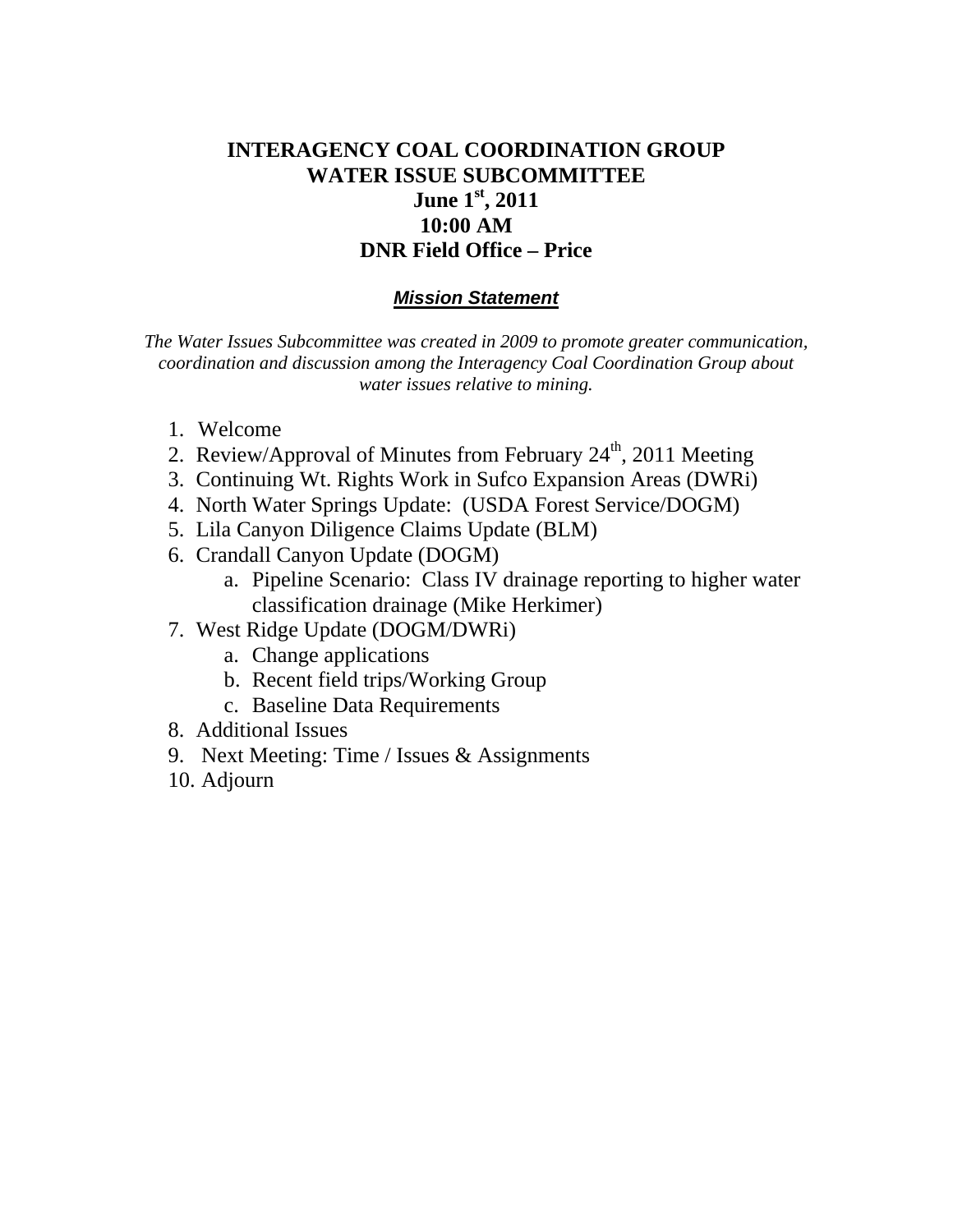# INTERAGENCY COAL COORDINATION GROUP
## WATER ISSUE SUBCOMMITTEE
## June 1st, 2011
## 10:00 AM
## DNR Field Office – Price

***Mission Statement***

*The Water Issues Subcommittee was created in 2009 to promote greater communication, coordination and discussion among the Interagency Coal Coordination Group about water issues relative to mining.*

1. Welcome
2. Review/Approval of Minutes from February 24th, 2011 Meeting
3. Continuing Wt. Rights Work in Sufco Expansion Areas (DWRi)
4. North Water Springs Update: (USDA Forest Service/DOGM)
5. Lila Canyon Diligence Claims Update (BLM)
6. Crandall Canyon Update (DOGM)
    a. Pipeline Scenario: Class IV drainage reporting to higher water classification drainage (Mike Herkimer)
7. West Ridge Update (DOGM/DWRi)
    a. Change applications
    b. Recent field trips/Working Group
    c. Baseline Data Requirements
8. Additional Issues
9. Next Meeting: Time / Issues & Assignments
10. Adjourn